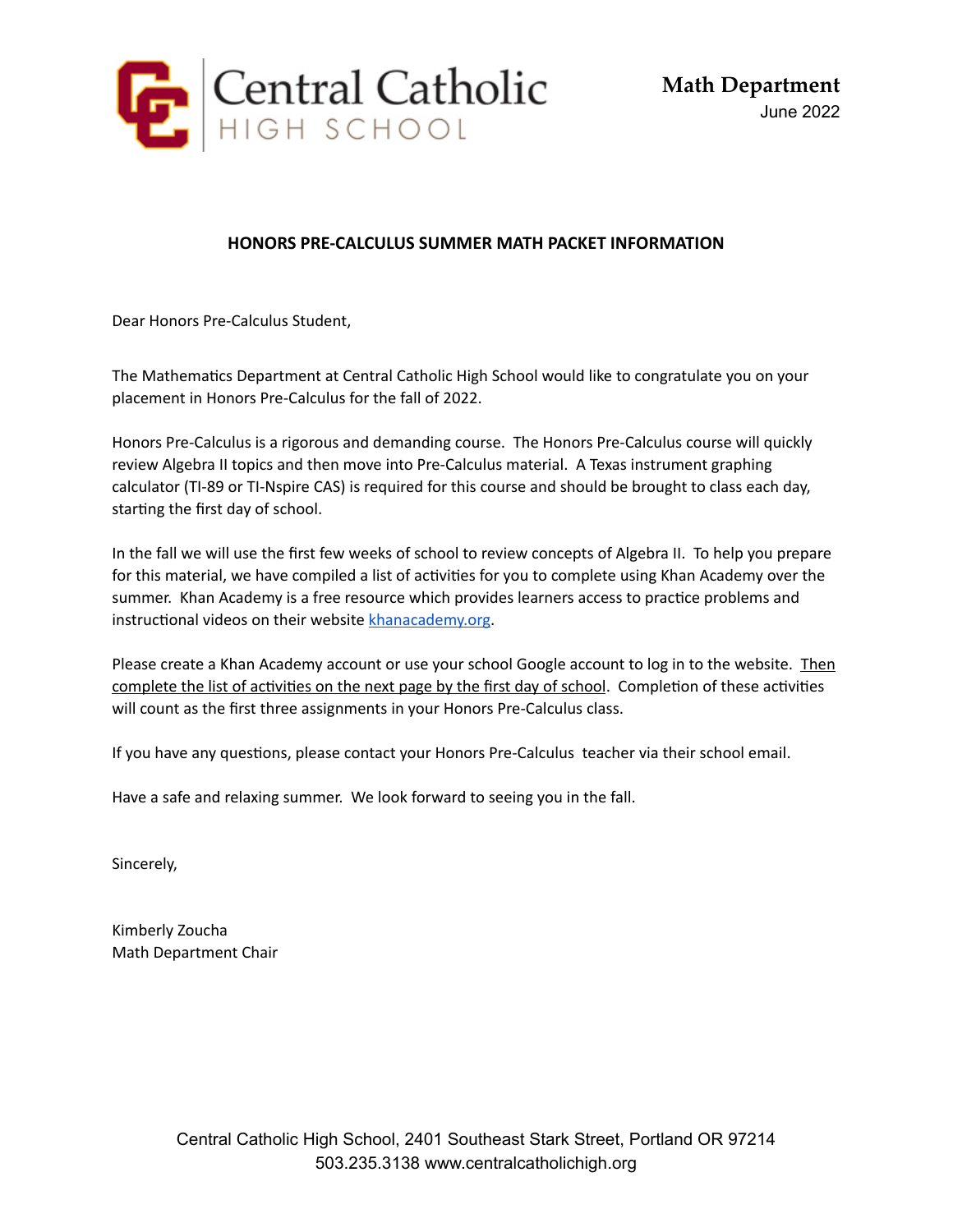Central Catholic HIGH SCHOOL

**Math Department**
June 2022

**HONORS PRE-CALCULUS SUMMER MATH PACKET INFORMATION**

Dear Honors Pre-Calculus Student,

The Mathematics Department at Central Catholic High School would like to congratulate you on your placement in Honors Pre-Calculus for the fall of 2022.

Honors Pre-Calculus is a rigorous and demanding course. The Honors Pre-Calculus course will quickly review Algebra II topics and then move into Pre-Calculus material. A Texas instrument graphing calculator (TI-89 or TI-Nspire CAS) is required for this course and should be brought to class each day, starting the first day of school.

In the fall we will use the first few weeks of school to review concepts of Algebra II. To help you prepare for this material, we have compiled a list of activities for you to complete using Khan Academy over the summer. Khan Academy is a free resource which provides learners access to practice problems and instructional videos on their website [khanacademy.org](https://khanacademy.org).

Please create a Khan Academy account or use your school Google account to log in to the website. <u>Then complete the list of activities on the next page by the first day of school</u>. Completion of these activities will count as the first three assignments in your Honors Pre-Calculus class.

If you have any questions, please contact your Honors Pre-Calculus teacher via their school email.

Have a safe and relaxing summer. We look forward to seeing you in the fall.

Sincerely,

Kimberly Zoucha
Math Department Chair

Central Catholic High School, 2401 Southeast Stark Street, Portland OR 97214
503.235.3138 www.centralcatholichigh.org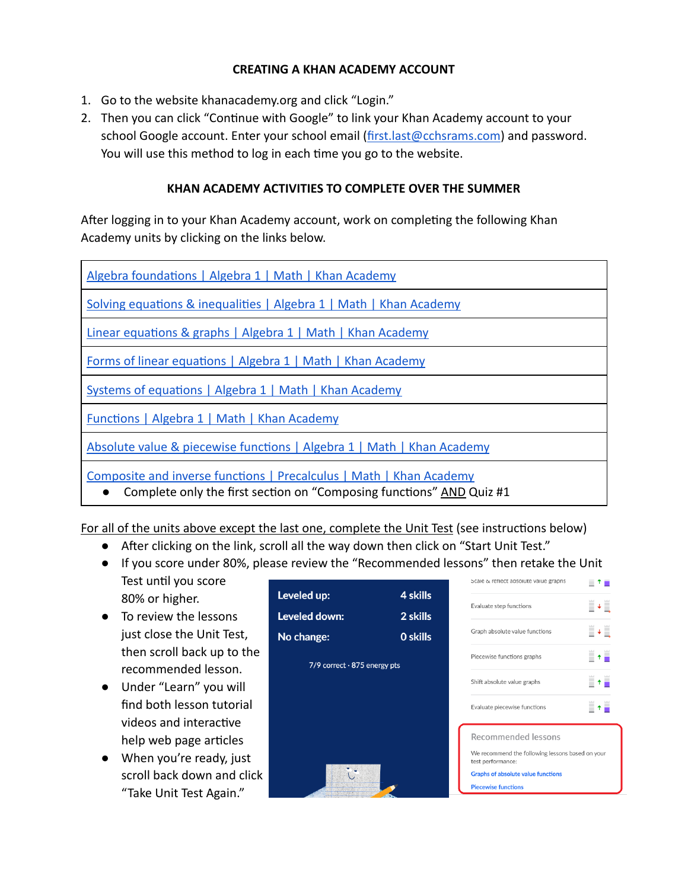**CREATING A KHAN ACADEMY ACCOUNT**

1. Go to the website khanacademy.org and click "Login."
2. Then you can click "Continue with Google" to link your Khan Academy account to your school Google account. Enter your school email (first.last@cchsrams.com) and password. You will use this method to log in each time you go to the website.

**KHAN ACADEMY ACTIVITIES TO COMPLETE OVER THE SUMMER**

After logging in to your Khan Academy account, work on completing the following Khan Academy units by clicking on the links below.

| |
|---|
| Algebra foundations \| Algebra 1 \| Math \| Khan Academy |
| Solving equations & inequalities \| Algebra 1 \| Math \| Khan Academy |
| Linear equations & graphs \| Algebra 1 \| Math \| Khan Academy |
| Forms of linear equations \| Algebra 1 \| Math \| Khan Academy |
| Systems of equations \| Algebra 1 \| Math \| Khan Academy |
| Functions \| Algebra 1 \| Math \| Khan Academy |
| Absolute value & piecewise functions \| Algebra 1 \| Math \| Khan Academy |
| Composite and inverse functions \| Precalculus \| Math \| Khan Academy<br>● Complete only the first section on "Composing functions" AND Quiz #1 |

For all of the units above except the last one, complete the Unit Test (see instructions below)

- After clicking on the link, scroll all the way down then click on "Start Unit Test."
- If you score under 80%, please review the "Recommended lessons" then retake the Unit Test until you score 80% or higher.
- To review the lessons just close the Unit Test, then scroll back up to the recommended lesson.
- Under "Learn" you will find both lesson tutorial videos and interactive help web page articles
- When you're ready, just scroll back down and click "Take Unit Test Again."

Leveled up: 4 skills
Leveled down: 2 skills
No change: 0 skills
7/9 correct · 875 energy pts

Scale & reflect absolute value graphs
Evaluate step functions
Graph absolute value functions
Piecewise functions graphs
Shift absolute value graphs
Evaluate piecewise functions

Recommended lessons
We recommend the following lessons based on your test performance:
Graphs of absolute value functions
Piecewise functions